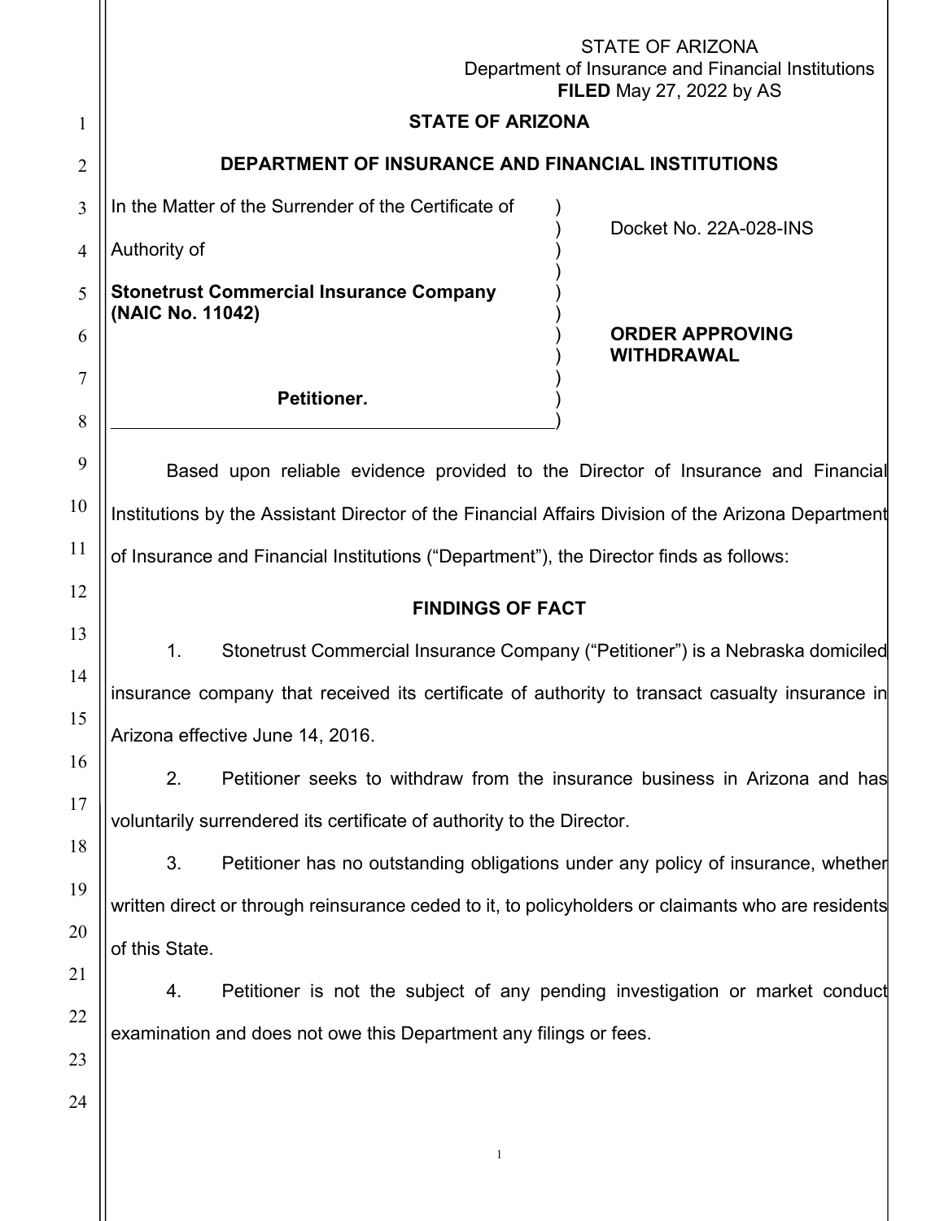STATE OF ARIZONA
Department of Insurance and Financial Institutions
**FILED** May 27, 2022 by AS

**STATE OF ARIZONA**

**DEPARTMENT OF INSURANCE AND FINANCIAL INSTITUTIONS**

In the Matter of the Surrender of the Certificate of Authority of

**Stonetrust Commercial Insurance Company (NAIC No. 11042)**

**Petitioner.**

Docket No. 22A-028-INS

**ORDER APPROVING WITHDRAWAL**

Based upon reliable evidence provided to the Director of Insurance and Financial Institutions by the Assistant Director of the Financial Affairs Division of the Arizona Department of Insurance and Financial Institutions ("Department"), the Director finds as follows:

## FINDINGS OF FACT

1. Stonetrust Commercial Insurance Company ("Petitioner") is a Nebraska domiciled insurance company that received its certificate of authority to transact casualty insurance in Arizona effective June 14, 2016.

2. Petitioner seeks to withdraw from the insurance business in Arizona and has voluntarily surrendered its certificate of authority to the Director.

3. Petitioner has no outstanding obligations under any policy of insurance, whether written direct or through reinsurance ceded to it, to policyholders or claimants who are residents of this State.

4. Petitioner is not the subject of any pending investigation or market conduct examination and does not owe this Department any filings or fees.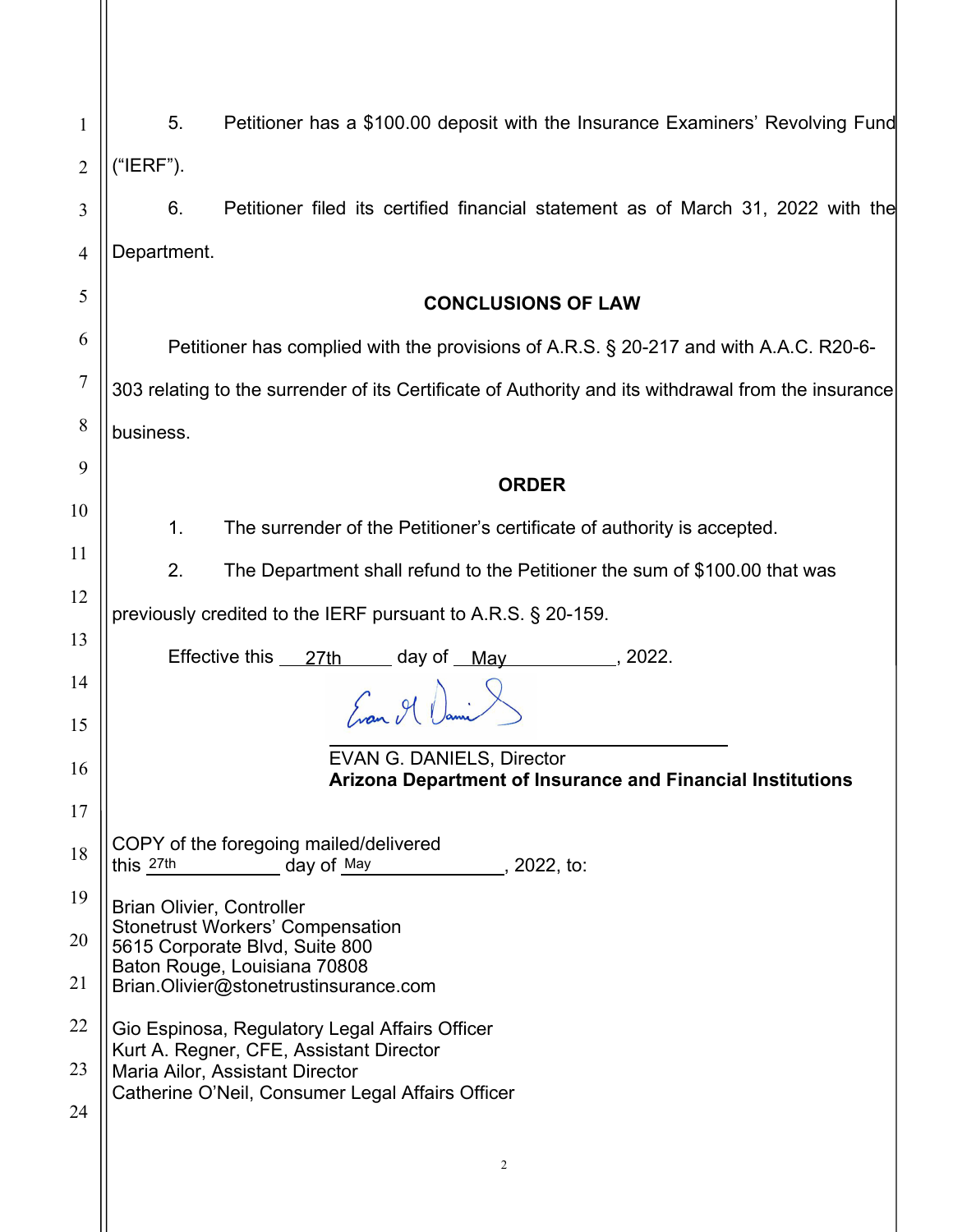5. Petitioner has a $100.00 deposit with the Insurance Examiners' Revolving Fund ("IERF").

6. Petitioner filed its certified financial statement as of March 31, 2022 with the Department.

## CONCLUSIONS OF LAW

Petitioner has complied with the provisions of A.R.S. § 20-217 and with A.A.C. R20-6-303 relating to the surrender of its Certificate of Authority and its withdrawal from the insurance business.

## ORDER

1. The surrender of the Petitioner's certificate of authority is accepted.

2. The Department shall refund to the Petitioner the sum of $100.00 that was previously credited to the IERF pursuant to A.R.S. § 20-159.

Effective this 27th day of May, 2022.

EVAN G. DANIELS, Director
**Arizona Department of Insurance and Financial Institutions**

COPY of the foregoing mailed/delivered this 27th day of May, 2022, to:

Brian Olivier, Controller
Stonetrust Workers' Compensation
5615 Corporate Blvd, Suite 800
Baton Rouge, Louisiana 70808
Brian.Olivier@stonetrustinsurance.com

Gio Espinosa, Regulatory Legal Affairs Officer
Kurt A. Regner, CFE, Assistant Director
Maria Ailor, Assistant Director
Catherine O'Neil, Consumer Legal Affairs Officer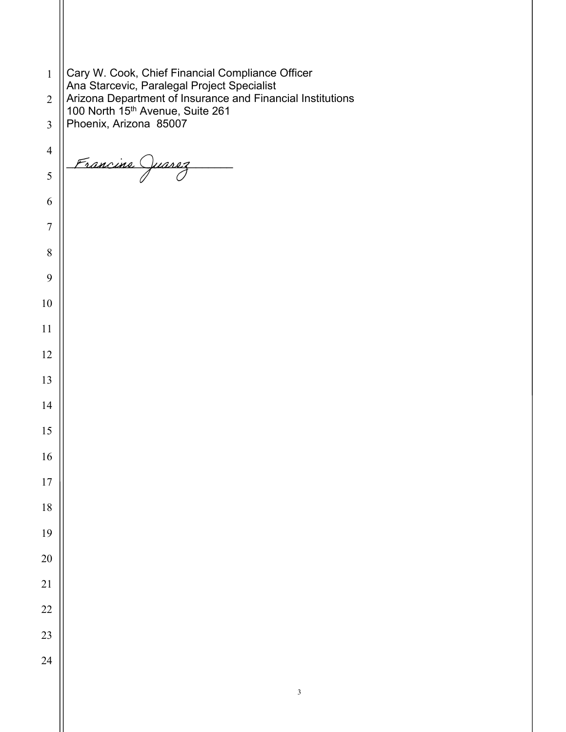Cary W. Cook, Chief Financial Compliance Officer
Ana Starcevic, Paralegal Project Specialist
Arizona Department of Insurance and Financial Institutions
100 North 15th Avenue, Suite 261
Phoenix, Arizona 85007

Francine Juarez